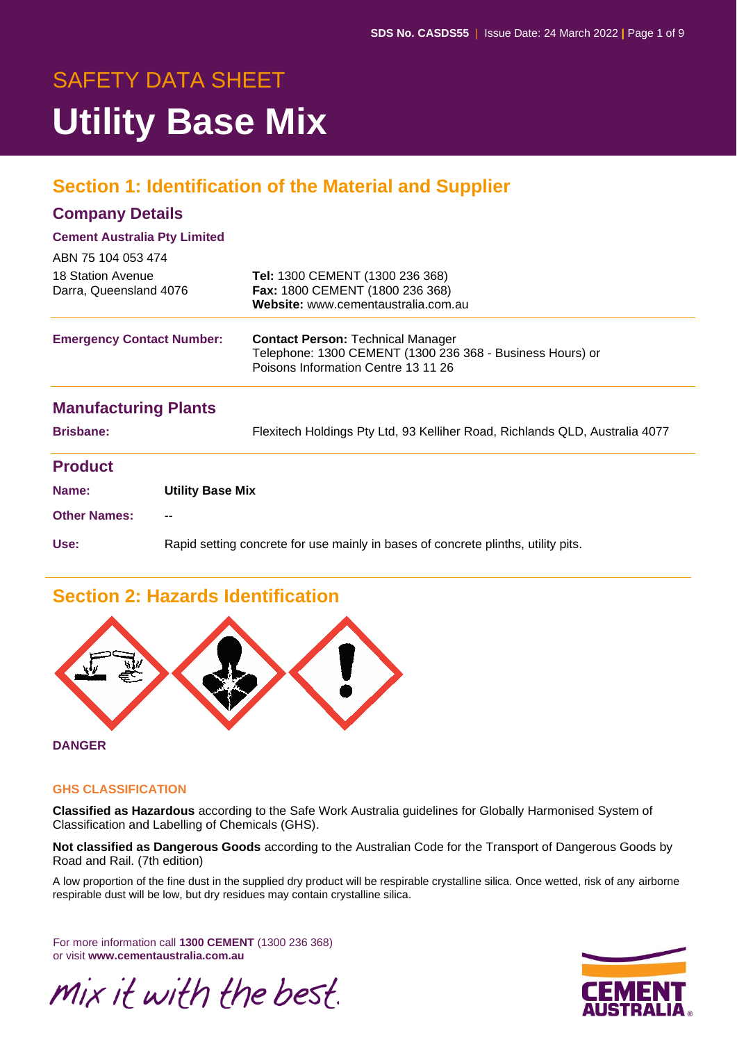# SAFETY DATA SHEET

# Utility Base Mix

## Section 1: Identification of the Material and Supplier

### Company Details

**Cement Australia Pty Limited**

ABN 75 104 053 474

18 Station Avenue
Darra, Queensland 4076

**Tel:** 1300 CEMENT (1300 236 368)
**Fax:** 1800 CEMENT (1800 236 368)
**Website:** www.cementaustralia.com.au

**Emergency Contact Number:**

**Contact Person:** Technical Manager
Telephone: 1300 CEMENT (1300 236 368 - Business Hours) or
Poisons Information Centre 13 11 26

### Manufacturing Plants

**Brisbane:** Flexitech Holdings Pty Ltd, 93 Kelliher Road, Richlands QLD, Australia 4077

### Product

**Name:** **Utility Base Mix**

**Other Names:** --

**Use:** Rapid setting concrete for use mainly in bases of concrete plinths, utility pits.

## Section 2: Hazards Identification

**DANGER**

**GHS CLASSIFICATION**

**Classified as Hazardous** according to the Safe Work Australia guidelines for Globally Harmonised System of Classification and Labelling of Chemicals (GHS).

**Not classified as Dangerous Goods** according to the Australian Code for the Transport of Dangerous Goods by Road and Rail. (7th edition)

A low proportion of the fine dust in the supplied dry product will be respirable crystalline silica. Once wetted, risk of any airborne respirable dust will be low, but dry residues may contain crystalline silica.

For more information call **1300 CEMENT** (1300 236 368)
or visit **www.cementaustralia.com.au**

*mix it with the best.*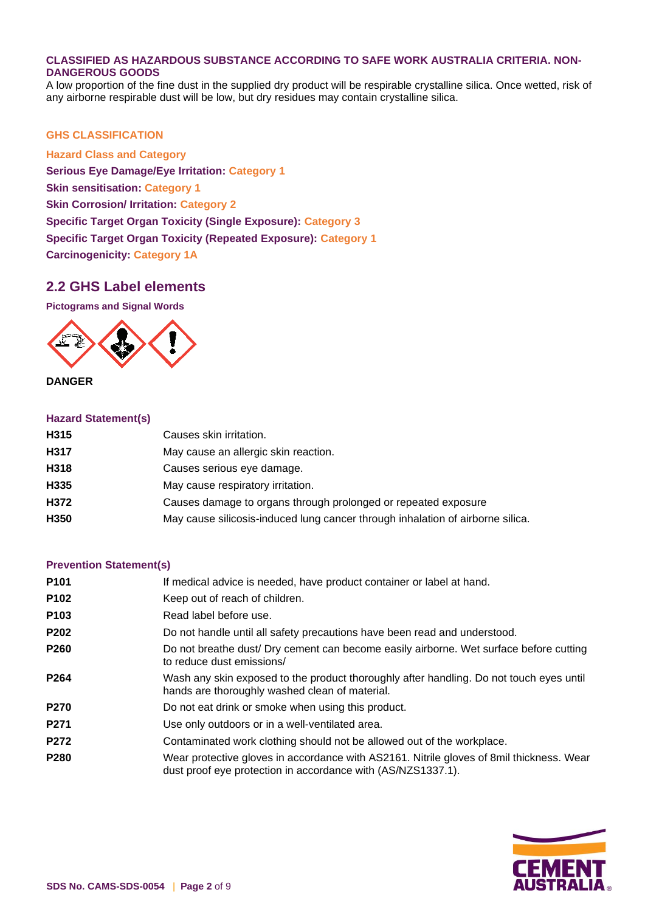**CLASSIFIED AS HAZARDOUS SUBSTANCE ACCORDING TO SAFE WORK AUSTRALIA CRITERIA. NON-DANGEROUS GOODS**

A low proportion of the fine dust in the supplied dry product will be respirable crystalline silica. Once wetted, risk of any airborne respirable dust will be low, but dry residues may contain crystalline silica.

**GHS CLASSIFICATION**

**Hazard Class and Category**

**Serious Eye Damage/Eye Irritation:** Category 1

**Skin sensitisation:** Category 1

**Skin Corrosion/ Irritation:** Category 2

**Specific Target Organ Toxicity (Single Exposure):** Category 3

**Specific Target Organ Toxicity (Repeated Exposure):** Category 1

**Carcinogenicity:** Category 1A

## 2.2 GHS Label elements

**Pictograms and Signal Words**

**DANGER**

**Hazard Statement(s)**

| | |
|---|---|
| **H315** | Causes skin irritation. |
| **H317** | May cause an allergic skin reaction. |
| **H318** | Causes serious eye damage. |
| **H335** | May cause respiratory irritation. |
| **H372** | Causes damage to organs through prolonged or repeated exposure |
| **H350** | May cause silicosis-induced lung cancer through inhalation of airborne silica. |

**Prevention Statement(s)**

| | |
|---|---|
| **P101** | If medical advice is needed, have product container or label at hand. |
| **P102** | Keep out of reach of children. |
| **P103** | Read label before use. |
| **P202** | Do not handle until all safety precautions have been read and understood. |
| **P260** | Do not breathe dust/ Dry cement can become easily airborne. Wet surface before cutting to reduce dust emissions/ |
| **P264** | Wash any skin exposed to the product thoroughly after handling. Do not touch eyes until hands are thoroughly washed clean of material. |
| **P270** | Do not eat drink or smoke when using this product. |
| **P271** | Use only outdoors or in a well-ventilated area. |
| **P272** | Contaminated work clothing should not be allowed out of the workplace. |
| **P280** | Wear protective gloves in accordance with AS2161. Nitrile gloves of 8mil thickness. Wear dust proof eye protection in accordance with (AS/NZS1337.1). |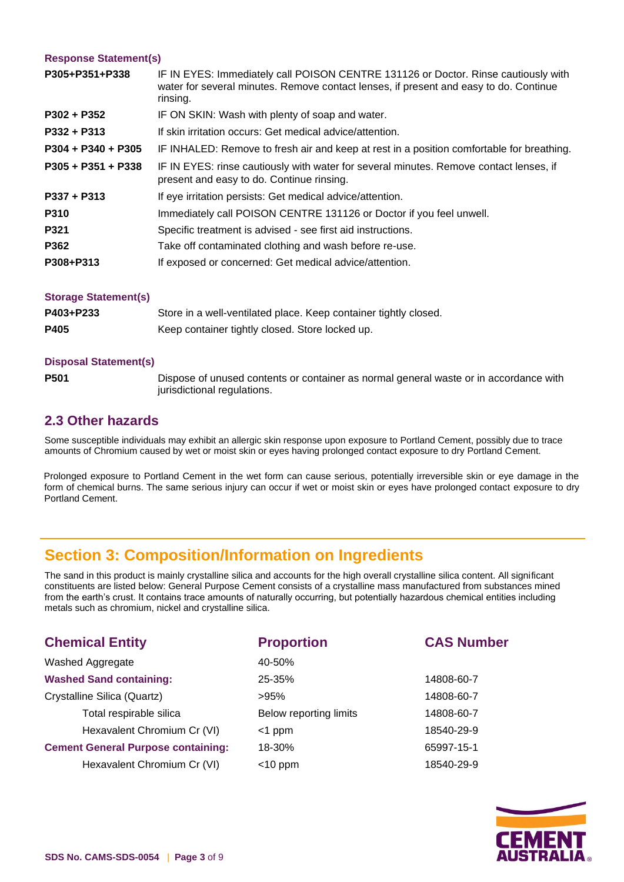#### Response Statement(s)

| | |
|---|---|
| **P305+P351+P338** | IF IN EYES: Immediately call POISON CENTRE 131126 or Doctor. Rinse cautiously with water for several minutes. Remove contact lenses, if present and easy to do. Continue rinsing. |
| **P302 + P352** | IF ON SKIN: Wash with plenty of soap and water. |
| **P332 + P313** | If skin irritation occurs: Get medical advice/attention. |
| **P304 + P340 + P305** | IF INHALED: Remove to fresh air and keep at rest in a position comfortable for breathing. |
| **P305 + P351 + P338** | IF IN EYES: rinse cautiously with water for several minutes. Remove contact lenses, if present and easy to do. Continue rinsing. |
| **P337 + P313** | If eye irritation persists: Get medical advice/attention. |
| **P310** | Immediately call POISON CENTRE 131126 or Doctor if you feel unwell. |
| **P321** | Specific treatment is advised - see first aid instructions. |
| **P362** | Take off contaminated clothing and wash before re-use. |
| **P308+P313** | If exposed or concerned: Get medical advice/attention. |

#### Storage Statement(s)

| | |
|---|---|
| **P403+P233** | Store in a well-ventilated place. Keep container tightly closed. |
| **P405** | Keep container tightly closed. Store locked up. |

#### Disposal Statement(s)

| | |
|---|---|
| **P501** | Dispose of unused contents or container as normal general waste or in accordance with jurisdictional regulations. |

## 2.3 Other hazards

Some susceptible individuals may exhibit an allergic skin response upon exposure to Portland Cement, possibly due to trace amounts of Chromium caused by wet or moist skin or eyes having prolonged contact exposure to dry Portland Cement.

Prolonged exposure to Portland Cement in the wet form can cause serious, potentially irreversible skin or eye damage in the form of chemical burns. The same serious injury can occur if wet or moist skin or eyes have prolonged contact exposure to dry Portland Cement.

# Section 3: Composition/Information on Ingredients

The sand in this product is mainly crystalline silica and accounts for the high overall crystalline silica content. All significant constituents are listed below: General Purpose Cement consists of a crystalline mass manufactured from substances mined from the earth's crust. It contains trace amounts of naturally occurring, but potentially hazardous chemical entities including metals such as chromium, nickel and crystalline silica.

| Chemical Entity | Proportion | CAS Number |
|---|---|---|
| Washed Aggregate | 40-50% | |
| **Washed Sand containing:** | 25-35% | 14808-60-7 |
| Crystalline Silica (Quartz) | >95% | 14808-60-7 |
| Total respirable silica | Below reporting limits | 14808-60-7 |
| Hexavalent Chromium Cr (VI) | <1 ppm | 18540-29-9 |
| **Cement General Purpose containing:** | 18-30% | 65997-15-1 |
| Hexavalent Chromium Cr (VI) | <10 ppm | 18540-29-9 |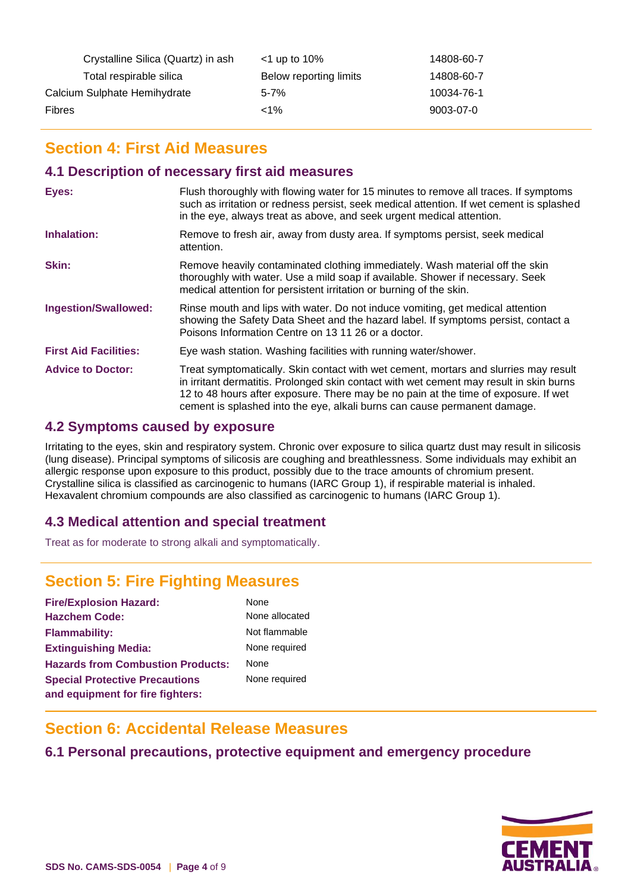| | | |
|---|---|---|
| Crystalline Silica (Quartz) in ash | <1 up to 10% | 14808-60-7 |
| Total respirable silica | Below reporting limits | 14808-60-7 |
| Calcium Sulphate Hemihydrate | 5-7% | 10034-76-1 |
| Fibres | <1% | 9003-07-0 |

## Section 4: First Aid Measures

### 4.1 Description of necessary first aid measures

**Eyes:** Flush thoroughly with flowing water for 15 minutes to remove all traces. If symptoms such as irritation or redness persist, seek medical attention. If wet cement is splashed in the eye, always treat as above, and seek urgent medical attention.

**Inhalation:** Remove to fresh air, away from dusty area. If symptoms persist, seek medical attention.

**Skin:** Remove heavily contaminated clothing immediately. Wash material off the skin thoroughly with water. Use a mild soap if available. Shower if necessary. Seek medical attention for persistent irritation or burning of the skin.

**Ingestion/Swallowed:** Rinse mouth and lips with water. Do not induce vomiting, get medical attention showing the Safety Data Sheet and the hazard label. If symptoms persist, contact a Poisons Information Centre on 13 11 26 or a doctor.

**First Aid Facilities:** Eye wash station. Washing facilities with running water/shower.

**Advice to Doctor:** Treat symptomatically. Skin contact with wet cement, mortars and slurries may result in irritant dermatitis. Prolonged skin contact with wet cement may result in skin burns 12 to 48 hours after exposure. There may be no pain at the time of exposure. If wet cement is splashed into the eye, alkali burns can cause permanent damage.

### 4.2 Symptoms caused by exposure

Irritating to the eyes, skin and respiratory system. Chronic over exposure to silica quartz dust may result in silicosis (lung disease). Principal symptoms of silicosis are coughing and breathlessness. Some individuals may exhibit an allergic response upon exposure to this product, possibly due to the trace amounts of chromium present. Crystalline silica is classified as carcinogenic to humans (IARC Group 1), if respirable material is inhaled. Hexavalent chromium compounds are also classified as carcinogenic to humans (IARC Group 1).

### 4.3 Medical attention and special treatment

Treat as for moderate to strong alkali and symptomatically.

## Section 5: Fire Fighting Measures

**Fire/Explosion Hazard:** None
**Hazchem Code:** None allocated
**Flammability:** Not flammable
**Extinguishing Media:** None required
**Hazards from Combustion Products:** None
**Special Protective Precautions and equipment for fire fighters:** None required

## Section 6: Accidental Release Measures

### 6.1 Personal precautions, protective equipment and emergency procedure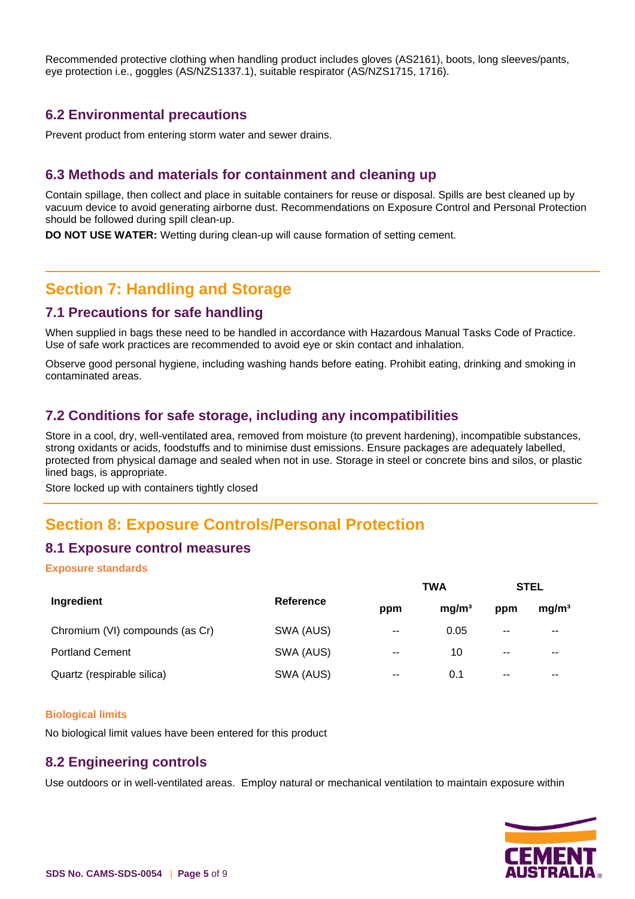Recommended protective clothing when handling product includes gloves (AS2161), boots, long sleeves/pants, eye protection i.e., goggles (AS/NZS1337.1), suitable respirator (AS/NZS1715, 1716).

### 6.2 Environmental precautions

Prevent product from entering storm water and sewer drains.

### 6.3 Methods and materials for containment and cleaning up

Contain spillage, then collect and place in suitable containers for reuse or disposal. Spills are best cleaned up by vacuum device to avoid generating airborne dust. Recommendations on Exposure Control and Personal Protection should be followed during spill clean-up.

**DO NOT USE WATER:** Wetting during clean-up will cause formation of setting cement.

## Section 7: Handling and Storage

### 7.1 Precautions for safe handling

When supplied in bags these need to be handled in accordance with Hazardous Manual Tasks Code of Practice. Use of safe work practices are recommended to avoid eye or skin contact and inhalation.

Observe good personal hygiene, including washing hands before eating. Prohibit eating, drinking and smoking in contaminated areas.

### 7.2 Conditions for safe storage, including any incompatibilities

Store in a cool, dry, well-ventilated area, removed from moisture (to prevent hardening), incompatible substances, strong oxidants or acids, foodstuffs and to minimise dust emissions. Ensure packages are adequately labelled, protected from physical damage and sealed when not in use. Storage in steel or concrete bins and silos, or plastic lined bags, is appropriate.

Store locked up with containers tightly closed

## Section 8: Exposure Controls/Personal Protection

### 8.1 Exposure control measures

**Exposure standards**

| Ingredient | Reference | TWA | | STEL | |
|---|---|---|---|---|---|
| | | ppm | mg/m³ | ppm | mg/m³ |
| Chromium (VI) compounds (as Cr) | SWA (AUS) | -- | 0.05 | -- | -- |
| Portland Cement | SWA (AUS) | -- | 10 | -- | -- |
| Quartz (respirable silica) | SWA (AUS) | -- | 0.1 | -- | -- |

**Biological limits**

No biological limit values have been entered for this product

### 8.2 Engineering controls

Use outdoors or in well-ventilated areas. Employ natural or mechanical ventilation to maintain exposure within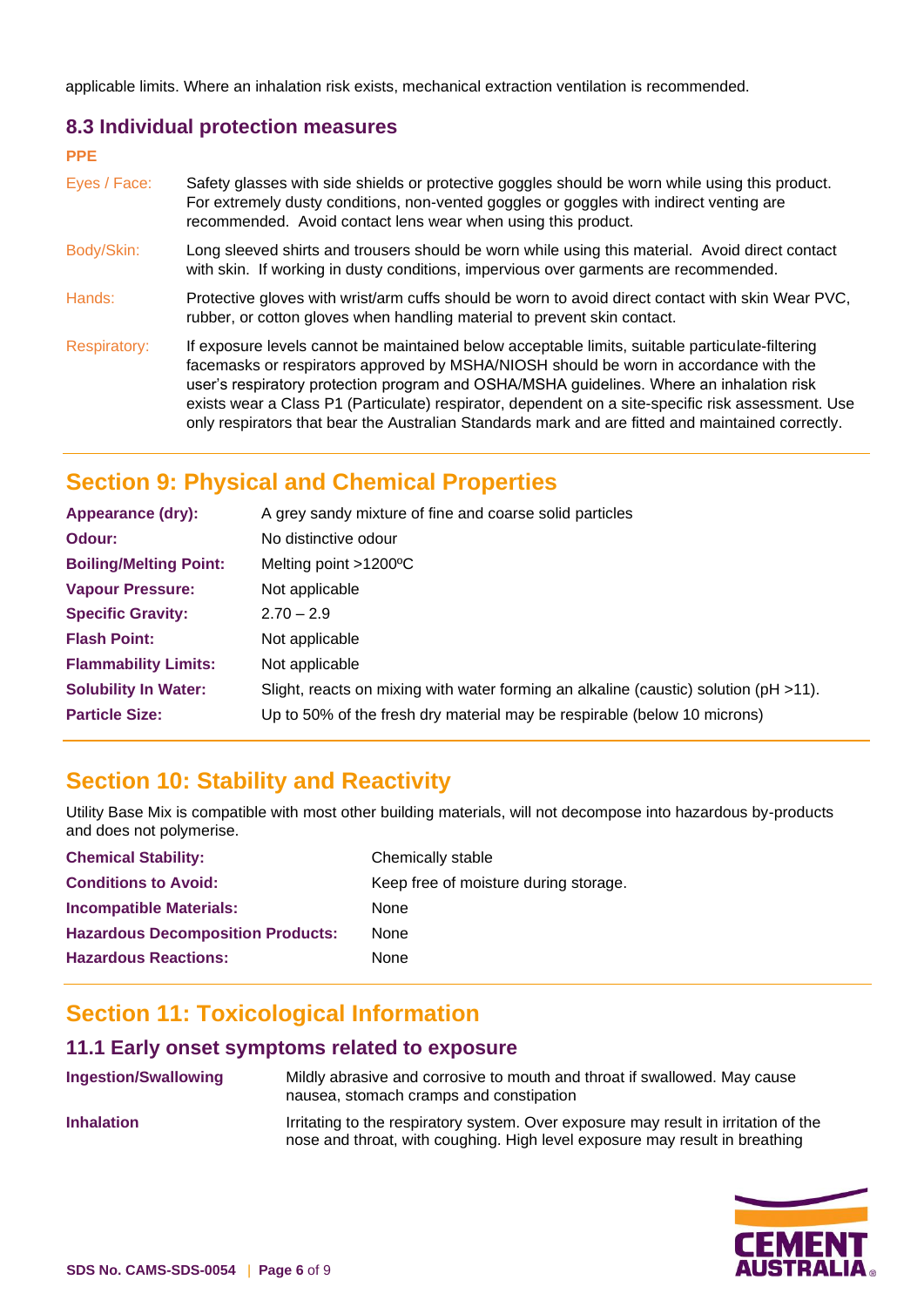applicable limits. Where an inhalation risk exists, mechanical extraction ventilation is recommended.

## 8.3 Individual protection measures

**PPE**

| | |
|---|---|
| Eyes / Face: | Safety glasses with side shields or protective goggles should be worn while using this product. For extremely dusty conditions, non-vented goggles or goggles with indirect venting are recommended. Avoid contact lens wear when using this product. |
| Body/Skin: | Long sleeved shirts and trousers should be worn while using this material. Avoid direct contact with skin. If working in dusty conditions, impervious over garments are recommended. |
| Hands: | Protective gloves with wrist/arm cuffs should be worn to avoid direct contact with skin Wear PVC, rubber, or cotton gloves when handling material to prevent skin contact. |
| Respiratory: | If exposure levels cannot be maintained below acceptable limits, suitable particulate-filtering facemasks or respirators approved by MSHA/NIOSH should be worn in accordance with the user's respiratory protection program and OSHA/MSHA guidelines. Where an inhalation risk exists wear a Class P1 (Particulate) respirator, dependent on a site-specific risk assessment. Use only respirators that bear the Australian Standards mark and are fitted and maintained correctly. |

# Section 9: Physical and Chemical Properties

| | |
|---|---|
| **Appearance (dry):** | A grey sandy mixture of fine and coarse solid particles |
| **Odour:** | No distinctive odour |
| **Boiling/Melting Point:** | Melting point >1200ºC |
| **Vapour Pressure:** | Not applicable |
| **Specific Gravity:** | 2.70 – 2.9 |
| **Flash Point:** | Not applicable |
| **Flammability Limits:** | Not applicable |
| **Solubility In Water:** | Slight, reacts on mixing with water forming an alkaline (caustic) solution (pH >11). |
| **Particle Size:** | Up to 50% of the fresh dry material may be respirable (below 10 microns) |

# Section 10: Stability and Reactivity

Utility Base Mix is compatible with most other building materials, will not decompose into hazardous by-products and does not polymerise.

| | |
|---|---|
| **Chemical Stability:** | Chemically stable |
| **Conditions to Avoid:** | Keep free of moisture during storage. |
| **Incompatible Materials:** | None |
| **Hazardous Decomposition Products:** | None |
| **Hazardous Reactions:** | None |

# Section 11: Toxicological Information

## 11.1 Early onset symptoms related to exposure

| | |
|---|---|
| **Ingestion/Swallowing** | Mildly abrasive and corrosive to mouth and throat if swallowed. May cause nausea, stomach cramps and constipation |
| **Inhalation** | Irritating to the respiratory system. Over exposure may result in irritation of the nose and throat, with coughing. High level exposure may result in breathing |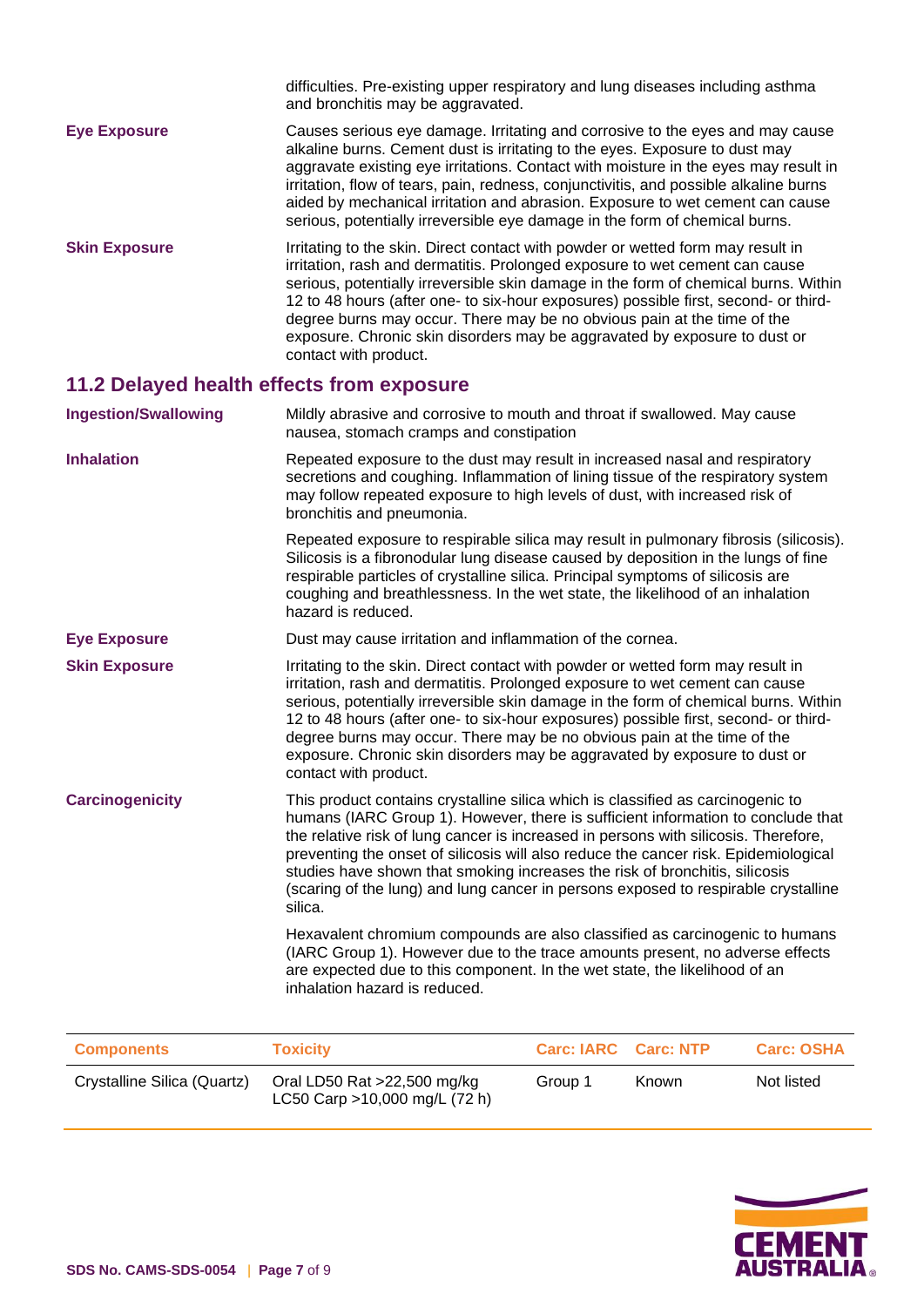difficulties. Pre-existing upper respiratory and lung diseases including asthma and bronchitis may be aggravated.

**Eye Exposure**

Causes serious eye damage. Irritating and corrosive to the eyes and may cause alkaline burns. Cement dust is irritating to the eyes. Exposure to dust may aggravate existing eye irritations. Contact with moisture in the eyes may result in irritation, flow of tears, pain, redness, conjunctivitis, and possible alkaline burns aided by mechanical irritation and abrasion. Exposure to wet cement can cause serious, potentially irreversible eye damage in the form of chemical burns.

**Skin Exposure**

Irritating to the skin. Direct contact with powder or wetted form may result in irritation, rash and dermatitis. Prolonged exposure to wet cement can cause serious, potentially irreversible skin damage in the form of chemical burns. Within 12 to 48 hours (after one- to six-hour exposures) possible first, second- or third-degree burns may occur. There may be no obvious pain at the time of the exposure. Chronic skin disorders may be aggravated by exposure to dust or contact with product.

## 11.2 Delayed health effects from exposure

**Ingestion/Swallowing**

Mildly abrasive and corrosive to mouth and throat if swallowed. May cause nausea, stomach cramps and constipation

**Inhalation**

Repeated exposure to the dust may result in increased nasal and respiratory secretions and coughing. Inflammation of lining tissue of the respiratory system may follow repeated exposure to high levels of dust, with increased risk of bronchitis and pneumonia.

Repeated exposure to respirable silica may result in pulmonary fibrosis (silicosis). Silicosis is a fibronodular lung disease caused by deposition in the lungs of fine respirable particles of crystalline silica. Principal symptoms of silicosis are coughing and breathlessness. In the wet state, the likelihood of an inhalation hazard is reduced.

**Eye Exposure**

Dust may cause irritation and inflammation of the cornea.

**Skin Exposure**

Irritating to the skin. Direct contact with powder or wetted form may result in irritation, rash and dermatitis. Prolonged exposure to wet cement can cause serious, potentially irreversible skin damage in the form of chemical burns. Within 12 to 48 hours (after one- to six-hour exposures) possible first, second- or third-degree burns may occur. There may be no obvious pain at the time of the exposure. Chronic skin disorders may be aggravated by exposure to dust or contact with product.

**Carcinogenicity**

This product contains crystalline silica which is classified as carcinogenic to humans (IARC Group 1). However, there is sufficient information to conclude that the relative risk of lung cancer is increased in persons with silicosis. Therefore, preventing the onset of silicosis will also reduce the cancer risk. Epidemiological studies have shown that smoking increases the risk of bronchitis, silicosis (scaring of the lung) and lung cancer in persons exposed to respirable crystalline silica.

Hexavalent chromium compounds are also classified as carcinogenic to humans (IARC Group 1). However due to the trace amounts present, no adverse effects are expected due to this component. In the wet state, the likelihood of an inhalation hazard is reduced.

| Components | Toxicity | Carc: IARC | Carc: NTP | Carc: OSHA |
|---|---|---|---|---|
| Crystalline Silica (Quartz) | Oral LD50 Rat >22,500 mg/kg<br>LC50 Carp >10,000 mg/L (72 h) | Group 1 | Known | Not listed |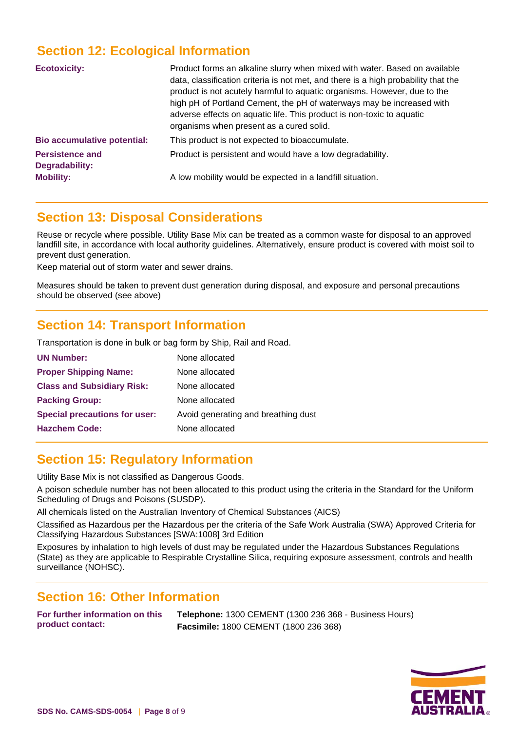## Section 12: Ecological Information

| | |
|---|---|
| **Ecotoxicity:** | Product forms an alkaline slurry when mixed with water. Based on available data, classification criteria is not met, and there is a high probability that the product is not acutely harmful to aquatic organisms. However, due to the high pH of Portland Cement, the pH of waterways may be increased with adverse effects on aquatic life. This product is non-toxic to aquatic organisms when present as a cured solid. |
| **Bio accumulative potential:** | This product is not expected to bioaccumulate. |
| **Persistence and Degradability:** | Product is persistent and would have a low degradability. |
| **Mobility:** | A low mobility would be expected in a landfill situation. |

## Section 13: Disposal Considerations

Reuse or recycle where possible. Utility Base Mix can be treated as a common waste for disposal to an approved landfill site, in accordance with local authority guidelines. Alternatively, ensure product is covered with moist soil to prevent dust generation.

Keep material out of storm water and sewer drains.

Measures should be taken to prevent dust generation during disposal, and exposure and personal precautions should be observed (see above)

## Section 14: Transport Information

Transportation is done in bulk or bag form by Ship, Rail and Road.

| | |
|---|---|
| **UN Number:** | None allocated |
| **Proper Shipping Name:** | None allocated |
| **Class and Subsidiary Risk:** | None allocated |
| **Packing Group:** | None allocated |
| **Special precautions for user:** | Avoid generating and breathing dust |
| **Hazchem Code:** | None allocated |

## Section 15: Regulatory Information

Utility Base Mix is not classified as Dangerous Goods.

A poison schedule number has not been allocated to this product using the criteria in the Standard for the Uniform Scheduling of Drugs and Poisons (SUSDP).

All chemicals listed on the Australian Inventory of Chemical Substances (AICS)

Classified as Hazardous per the Hazardous per the criteria of the Safe Work Australia (SWA) Approved Criteria for Classifying Hazardous Substances [SWA:1008] 3rd Edition

Exposures by inhalation to high levels of dust may be regulated under the Hazardous Substances Regulations (State) as they are applicable to Respirable Crystalline Silica, requiring exposure assessment, controls and health surveillance (NOHSC).

## Section 16: Other Information

| | |
|---|---|
| **For further information on this product contact:** | **Telephone:** 1300 CEMENT (1300 236 368 - Business Hours)<br>**Facsimile:** 1800 CEMENT (1800 236 368) |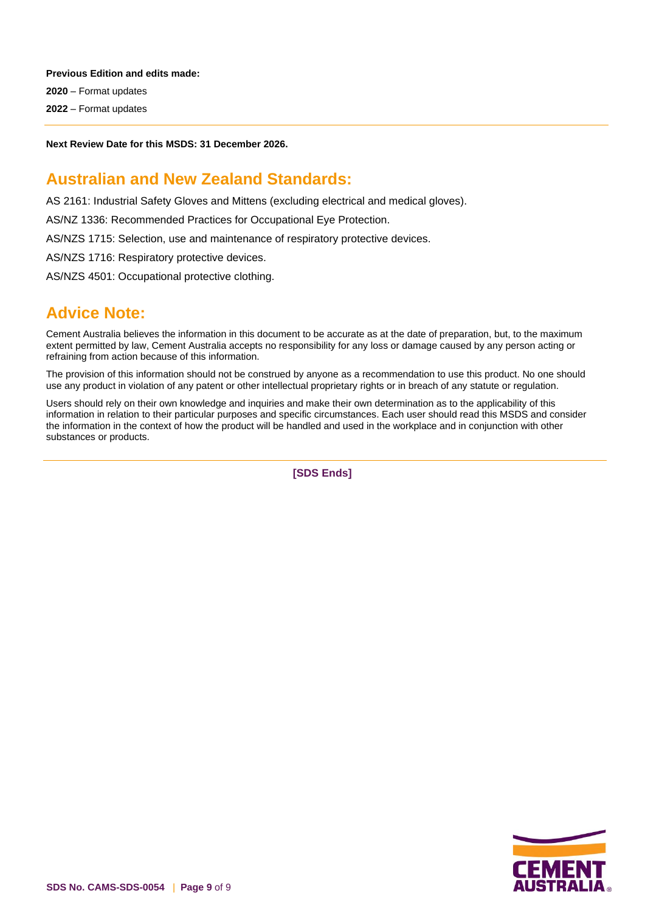**Previous Edition and edits made:**

**2020** – Format updates

**2022** – Format updates

---

**Next Review Date for this MSDS: 31 December 2026.**

## Australian and New Zealand Standards:

AS 2161: Industrial Safety Gloves and Mittens (excluding electrical and medical gloves).

AS/NZ 1336: Recommended Practices for Occupational Eye Protection.

AS/NZS 1715: Selection, use and maintenance of respiratory protective devices.

AS/NZS 1716: Respiratory protective devices.

AS/NZS 4501: Occupational protective clothing.

## Advice Note:

Cement Australia believes the information in this document to be accurate as at the date of preparation, but, to the maximum extent permitted by law, Cement Australia accepts no responsibility for any loss or damage caused by any person acting or refraining from action because of this information.

The provision of this information should not be construed by anyone as a recommendation to use this product. No one should use any product in violation of any patent or other intellectual proprietary rights or in breach of any statute or regulation.

Users should rely on their own knowledge and inquiries and make their own determination as to the applicability of this information in relation to their particular purposes and specific circumstances. Each user should read this MSDS and consider the information in the context of how the product will be handled and used in the workplace and in conjunction with other substances or products.

---

**[SDS Ends]**